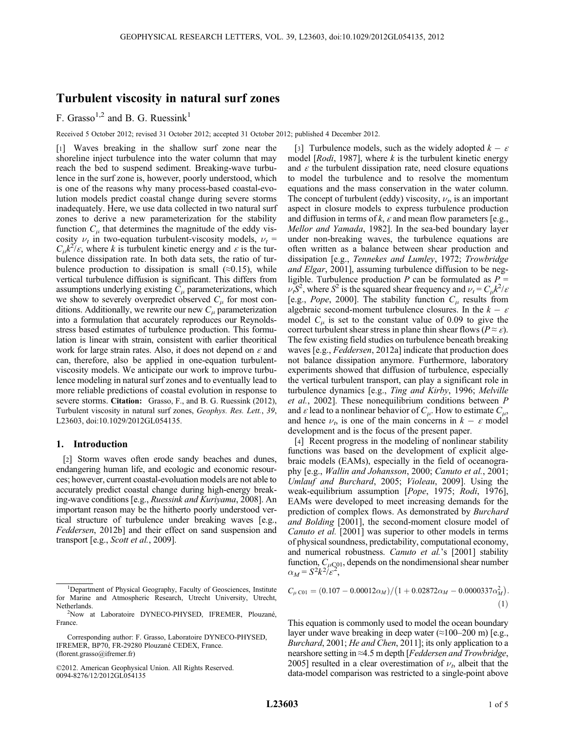# Turbulent viscosity in natural surf zones

F. Grasso[1,2] and B. G. Ruessink[1]

Received 5 October 2012; revised 31 October 2012; accepted 31 October 2012; published 4 December 2012.

[1] Waves breaking in the shallow surf zone near the shoreline inject turbulence into the water column that may reach the bed to suspend sediment. Breaking-wave turbulence in the surf zone is, however, poorly understood, which is one of the reasons why many process-based coastal-evolution models predict coastal change during severe storms inadequately. Here, we use data collected in two natural surf zones to derive a new parameterization for the stability function $C_\mu$ that determines the magnitude of the eddy viscosity $\nu_t$ in two-equation turbulent-viscosity models, $\nu_t = C_\mu k^2/\varepsilon$, where $k$ is turbulent kinetic energy and $\varepsilon$ is the turbulence dissipation rate. In both data sets, the ratio of turbulence production to dissipation is small (≈0.15), while vertical turbulence diffusion is significant. This differs from assumptions underlying existing $C_\mu$ parameterizations, which we show to severely overpredict observed $C_\mu$ for most conditions. Additionally, we rewrite our new $C_\mu$ parameterization into a formulation that accurately reproduces our Reynolds-stress based estimates of turbulence production. This formulation is linear with strain, consistent with earlier theoritical work for large strain rates. Also, it does not depend on $\varepsilon$ and can, therefore, also be applied in one-equation turbulent-viscosity models. We anticipate our work to improve turbulence modeling in natural surf zones and to eventually lead to more reliable predictions of coastal evolution in response to severe storms. **Citation:** Grasso, F., and B. G. Ruessink (2012), Turbulent viscosity in natural surf zones, *Geophys. Res. Lett.*, *39*, L23603, doi:10.1029/2012GL054135.

## 1. Introduction

[2] Storm waves often erode sandy beaches and dunes, endangering human life, and ecologic and economic resources; however, current coastal-evolution models are not able to accurately predict coastal change during high-energy breaking-wave conditions [e.g., *Ruessink and Kuriyama*, 2008]. An important reason may be the hitherto poorly understood vertical structure of turbulence under breaking waves [e.g., *Feddersen*, 2012b] and their effect on sand suspension and transport [e.g., *Scott et al.*, 2009].

[3] Turbulence models, such as the widely adopted $k - \varepsilon$ model [*Rodi*, 1987], where $k$ is the turbulent kinetic energy and $\varepsilon$ the turbulent dissipation rate, need closure equations to model the turbulence and to resolve the momentum equations and the mass conservation in the water column. The concept of turbulent (eddy) viscosity, $\nu_t$, is an important aspect in closure models to express turbulence production and diffusion in terms of $k$, $\varepsilon$ and mean flow parameters [e.g., *Mellor and Yamada*, 1982]. In the sea-bed boundary layer under non-breaking waves, the turbulence equations are often written as a balance between shear production and dissipation [e.g., *Tennekes and Lumley*, 1972; *Trowbridge and Elgar*, 2001], assuming turbulence diffusion to be negligible. Turbulence production $P$ can be formulated as $P = \nu_t S^2$, where $S^2$ is the squared shear frequency and $\nu_t = C_\mu k^2/\varepsilon$ [e.g., *Pope*, 2000]. The stability function $C_\mu$ results from algebraic second-moment turbulence closures. In the $k - \varepsilon$ model $C_\mu$ is set to the constant value of 0.09 to give the correct turbulent shear stress in plane thin shear flows ($P \approx \varepsilon$). The few existing field studies on turbulence beneath breaking waves [e.g., *Feddersen*, 2012a] indicate that production does not balance dissipation anymore. Furthermore, laboratory experiments showed that diffusion of turbulence, especially the vertical turbulent transport, can play a significant role in turbulence dynamics [e.g., *Ting and Kirby*, 1996; *Melville et al.*, 2002]. These nonequilibrium conditions between $P$ and $\varepsilon$ lead to a nonlinear behavior of $C_\mu$. How to estimate $C_\mu$, and hence $\nu_t$, is one of the main concerns in $k - \varepsilon$ model development and is the focus of the present paper.

[4] Recent progress in the modeling of nonlinear stability functions was based on the development of explicit algebraic models (EAMs), especially in the field of oceanography [e.g., *Wallin and Johansson*, 2000; *Canuto et al.*, 2001; *Umlauf and Burchard*, 2005; *Violeau*, 2009]. Using the weak-equilibrium assumption [*Pope*, 1975; *Rodi*, 1976], EAMs were developed to meet increasing demands for the prediction of complex flows. As demonstrated by *Burchard and Bolding* [2001], the second-moment closure model of *Canuto et al.* [2001] was superior to other models in terms of physical soundness, predictability, computational economy, and numerical robustness. *Canuto et al.*'s [2001] stability function, $C_{\mu \mathrm{C01}}$, depends on the nondimensional shear number $\alpha_M = S^2 k^2/\varepsilon^2$,

$$C_{\mu\,\mathrm{C01}} = (0.107 - 0.00012\alpha_M)/\left(1 + 0.02872\alpha_M - 0.0000337\alpha_M^2\right). \tag{1}$$

This equation is commonly used to model the ocean boundary layer under wave breaking in deep water (≈100–200 m) [e.g., *Burchard*, 2001; *He and Chen*, 2011]; its only application to a nearshore setting in ≈4.5 m depth [*Feddersen and Trowbridge*, 2005] resulted in a clear overestimation of $\nu_t$, albeit that the data-model comparison was restricted to a single-point above

---

[1]Department of Physical Geography, Faculty of Geosciences, Institute for Marine and Atmospheric Research, Utrecht University, Utrecht, Netherlands.

[2]Now at Laboratoire DYNECO-PHYSED, IFREMER, Plouzané, France.

Corresponding author: F. Grasso, Laboratoire DYNECO-PHYSED, IFREMER, BP70, FR-29280 Plouzané CEDEX, France. (florent.grasso@ifremer.fr)

©2012. American Geophysical Union. All Rights Reserved. 0094-8276/12/2012GL054135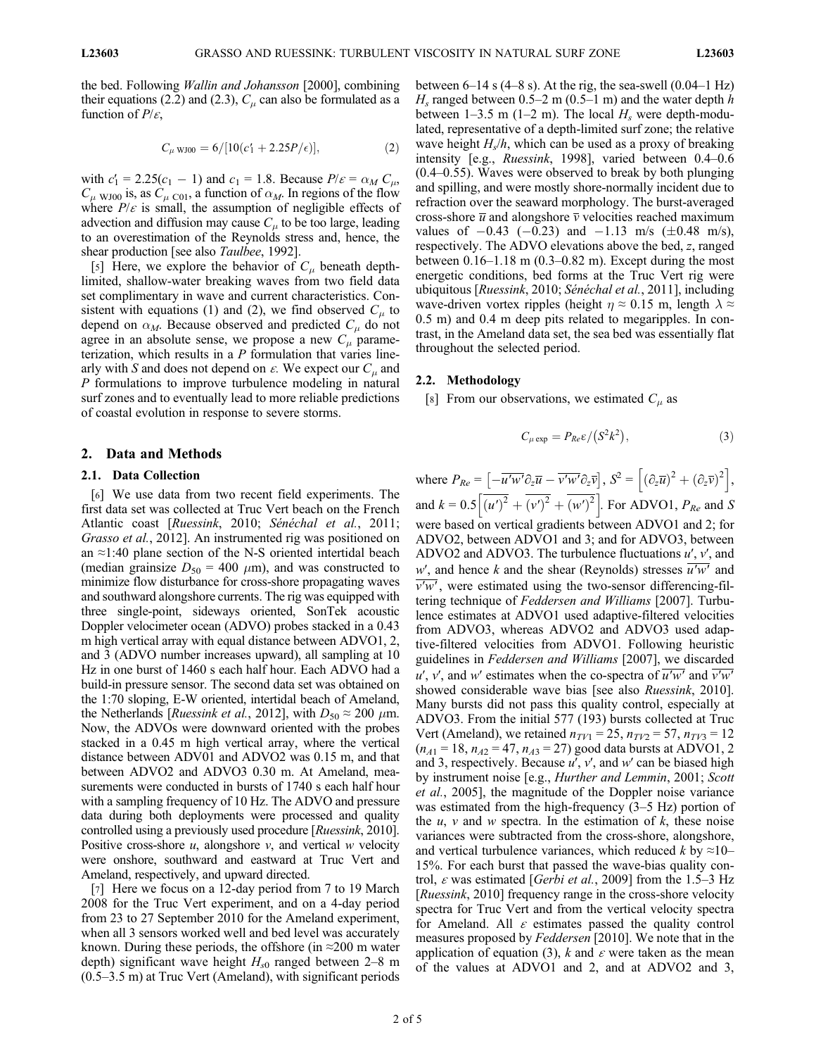the bed. Following *Wallin and Johansson* [2000], combining their equations (2.2) and (2.3), $C_\mu$ can also be formulated as a function of $P/\varepsilon$,

$$C_{\mu\ \mathrm{WJ00}} = 6/[10(c_1' + 2.25P/\epsilon)], \tag{2}$$

with $c_1' = 2.25(c_1 - 1)$ and $c_1 = 1.8$. Because $P/\varepsilon = \alpha_M\, C_\mu$, $C_{\mu\ \mathrm{WJ00}}$ is, as $C_{\mu\ \mathrm{C01}}$, a function of $\alpha_M$. In regions of the flow where $P/\varepsilon$ is small, the assumption of negligible effects of advection and diffusion may cause $C_\mu$ to be too large, leading to an overestimation of the Reynolds stress and, hence, the shear production [see also *Taulbee*, 1992].

[5] Here, we explore the behavior of $C_\mu$ beneath depth-limited, shallow-water breaking waves from two field data set complimentary in wave and current characteristics. Consistent with equations (1) and (2), we find observed $C_\mu$ to depend on $\alpha_M$. Because observed and predicted $C_\mu$ do not agree in an absolute sense, we propose a new $C_\mu$ parameterization, which results in a $P$ formulation that varies linearly with $S$ and does not depend on $\varepsilon$. We expect our $C_\mu$ and $P$ formulations to improve turbulence modeling in natural surf zones and to eventually lead to more reliable predictions of coastal evolution in response to severe storms.

## 2. Data and Methods

### 2.1. Data Collection

[6] We use data from two recent field experiments. The first data set was collected at Truc Vert beach on the French Atlantic coast [*Ruessink*, 2010; *Sénéchal et al.*, 2011; *Grasso et al.*, 2012]. An instrumented rig was positioned on an ≈1:40 plane section of the N-S oriented intertidal beach (median grainsize $D_{50}$ = 400 $\mu$m), and was constructed to minimize flow disturbance for cross-shore propagating waves and southward alongshore currents. The rig was equipped with three single-point, sideways oriented, SonTek acoustic Doppler velocimeter ocean (ADVO) probes stacked in a 0.43 m high vertical array with equal distance between ADVO1, 2, and 3 (ADVO number increases upward), all sampling at 10 Hz in one burst of 1460 s each half hour. Each ADVO had a build-in pressure sensor. The second data set was obtained on the 1:70 sloping, E-W oriented, intertidal beach of Ameland, the Netherlands [*Ruessink et al.*, 2012], with $D_{50} \approx 200$ $\mu$m. Now, the ADVOs were downward oriented with the probes stacked in a 0.45 m high vertical array, where the vertical distance between ADV01 and ADVO2 was 0.15 m, and that between ADVO2 and ADVO3 0.30 m. At Ameland, measurements were conducted in bursts of 1740 s each half hour with a sampling frequency of 10 Hz. The ADVO and pressure data during both deployments were processed and quality controlled using a previously used procedure [*Ruessink*, 2010]. Positive cross-shore $u$, alongshore $v$, and vertical $w$ velocity were onshore, southward and eastward at Truc Vert and Ameland, respectively, and upward directed.

[7] Here we focus on a 12-day period from 7 to 19 March 2008 for the Truc Vert experiment, and on a 4-day period from 23 to 27 September 2010 for the Ameland experiment, when all 3 sensors worked well and bed level was accurately known. During these periods, the offshore (in ≈200 m water depth) significant wave height $H_{s0}$ ranged between 2–8 m (0.5–3.5 m) at Truc Vert (Ameland), with significant periods between 6–14 s (4–8 s). At the rig, the sea-swell (0.04–1 Hz) $H_s$ ranged between 0.5–2 m (0.5–1 m) and the water depth $h$ between 1–3.5 m (1–2 m). The local $H_s$ were depth-modulated, representative of a depth-limited surf zone; the relative wave height $H_s/h$, which can be used as a proxy of breaking intensity [e.g., *Ruessink*, 1998], varied between 0.4–0.6 (0.4–0.55). Waves were observed to break by both plunging and spilling, and were mostly shore-normally incident due to refraction over the seaward morphology. The burst-averaged cross-shore $\overline{u}$ and alongshore $\overline{v}$ velocities reached maximum values of $-0.43$ ($-0.23$) and $-1.13$ m/s ($\pm 0.48$ m/s), respectively. The ADVO elevations above the bed, $z$, ranged between 0.16–1.18 m (0.3–0.82 m). Except during the most energetic conditions, bed forms at the Truc Vert rig were ubiquitous [*Ruessink*, 2010; *Sénéchal et al.*, 2011], including wave-driven vortex ripples (height $\eta \approx 0.15$ m, length $\lambda \approx 0.5$ m) and 0.4 m deep pits related to megaripples. In contrast, in the Ameland data set, the sea bed was essentially flat throughout the selected period.

### 2.2. Methodology

[8] From our observations, we estimated $C_\mu$ as

$$C_{\mu\,\mathrm{exp}} = P_{Re}\,\varepsilon/\left(S^2 k^2\right), \tag{3}$$

where $P_{Re} = \left[-\overline{u'w'}\partial_z\overline{u} - \overline{v'w'}\partial_z\overline{v}\right]$, $S^2 = \left[(\partial_z\overline{u})^2 + (\partial_z\overline{v})^2\right]$, and $k = 0.5\left[\overline{(u')^2} + \overline{(v')^2} + \overline{(w')^2}\right]$. For ADVO1, $P_{Re}$ and $S$ were based on vertical gradients between ADVO1 and 2; for ADVO2, between ADVO1 and 3; and for ADVO3, between ADVO2 and ADVO3. The turbulence fluctuations $u'$, $v'$, and $w'$, and hence $k$ and the shear (Reynolds) stresses $\overline{u'w'}$ and $\overline{v'w'}$, were estimated using the two-sensor differencing-filtering technique of *Feddersen and Williams* [2007]. Turbulence estimates at ADVO1 used adaptive-filtered velocities from ADVO3, whereas ADVO2 and ADVO3 used adaptive-filtered velocities from ADVO1. Following heuristic guidelines in *Feddersen and Williams* [2007], we discarded $u'$, $v'$, and $w'$ estimates when the co-spectra of $\overline{u'w'}$ and $\overline{v'w'}$ showed considerable wave bias [see also *Ruessink*, 2010]. Many bursts did not pass this quality control, especially at ADVO3. From the initial 577 (193) bursts collected at Truc Vert (Ameland), we retained $n_{TV1} = 25$, $n_{TV2} = 57$, $n_{TV3} = 12$ ($n_{A1} = 18$, $n_{A2} = 47$, $n_{A3} = 27$) good data bursts at ADVO1, 2 and 3, respectively. Because $u'$, $v'$, and $w'$ can be biased high by instrument noise [e.g., *Hurther and Lemmin*, 2001; *Scott et al.*, 2005], the magnitude of the Doppler noise variance was estimated from the high-frequency (3–5 Hz) portion of the $u$, $v$ and $w$ spectra. In the estimation of $k$, these noise variances were subtracted from the cross-shore, alongshore, and vertical turbulence variances, which reduced $k$ by ≈10–15%. For each burst that passed the wave-bias quality control, $\varepsilon$ was estimated [*Gerbi et al.*, 2009] from the 1.5–3 Hz [*Ruessink*, 2010] frequency range in the cross-shore velocity spectra for Truc Vert and from the vertical velocity spectra for Ameland. All $\varepsilon$ estimates passed the quality control measures proposed by *Feddersen* [2010]. We note that in the application of equation (3), $k$ and $\varepsilon$ were taken as the mean of the values at ADVO1 and 2, and at ADVO2 and 3,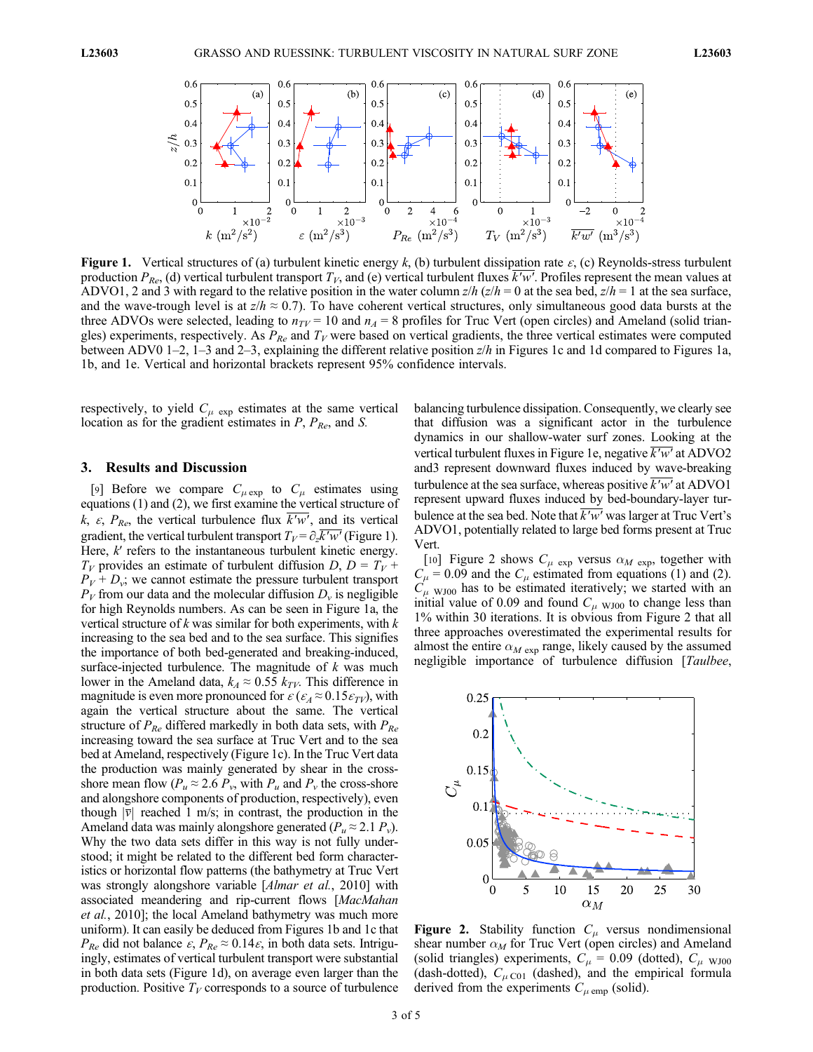0.6
0.5
0.4
$z/h$ 0.3
0.2
0.1
0
0 1 2
$\times 10^{-2}$
$k$ (m²/s²)
(a)

0.6
0.5
0.4
0.3
0.2
0.1
0
0 1 2
$\times 10^{-3}$
$\varepsilon$ (m²/s³)
(b)

0.6
0.5
0.4
0.3
0.2
0.1
0
0 2 4 6
$\times 10^{-4}$
$P_{Re}$ (m²/s³)
(c)

0.6
0.5
0.4
0.3
0.2
0.1
0
0 1
$\times 10^{-3}$
$T_V$ (m²/s³)
(d)

0.6
0.5
0.4
0.3
0.2
0.1
0
−2 0 2
$\times 10^{-4}$
$\overline{k'w'}$ (m³/s³)
(e)

**Figure 1.** Vertical structures of (a) turbulent kinetic energy $k$, (b) turbulent dissipation rate $\varepsilon$, (c) Reynolds-stress turbulent production $P_{Re}$, (d) vertical turbulent transport $T_V$, and (e) vertical turbulent fluxes $\overline{k'w'}$. Profiles represent the mean values at ADVO1, 2 and 3 with regard to the relative position in the water column $z/h$ ($z/h = 0$ at the sea bed, $z/h = 1$ at the sea surface, and the wave-trough level is at $z/h \approx 0.7$). To have coherent vertical structures, only simultaneous good data bursts at the three ADVOs were selected, leading to $n_{TV} = 10$ and $n_A = 8$ profiles for Truc Vert (open circles) and Ameland (solid triangles) experiments, respectively. As $P_{Re}$ and $T_V$ were based on vertical gradients, the three vertical estimates were computed between ADV0 1–2, 1–3 and 2–3, explaining the different relative position $z/h$ in Figures 1c and 1d compared to Figures 1a, 1b, and 1e. Vertical and horizontal brackets represent 95% confidence intervals.

respectively, to yield $C_{\mu\ \mathrm{exp}}$ estimates at the same vertical location as for the gradient estimates in $P$, $P_{Re}$, and $S$.

## 3. Results and Discussion

[9] Before we compare $C_{\mu \mathrm{exp}}$ to $C_\mu$ estimates using equations (1) and (2), we first examine the vertical structure of $k$, $\varepsilon$, $P_{Re}$, the vertical turbulence flux $\overline{k'w'}$, and its vertical gradient, the vertical turbulent transport $T_V = \partial_z \overline{k'w'}$ (Figure 1). Here, $k'$ refers to the instantaneous turbulent kinetic energy. $T_V$ provides an estimate of turbulent diffusion $D$, $D = T_V + P_V + D_v$; we cannot estimate the pressure turbulent transport $P_V$ from our data and the molecular diffusion $D_v$ is negligible for high Reynolds numbers. As can be seen in Figure 1a, the vertical structure of $k$ was similar for both experiments, with $k$ increasing to the sea bed and to the sea surface. This signifies the importance of both bed-generated and breaking-induced, surface-injected turbulence. The magnitude of $k$ was much lower in the Ameland data, $k_A \approx 0.55\ k_{TV}$. This difference in magnitude is even more pronounced for $\varepsilon$ ($\varepsilon_A \approx 0.15\varepsilon_{TV}$), with again the vertical structure about the same. The vertical structure of $P_{Re}$ differed markedly in both data sets, with $P_{Re}$ increasing toward the sea surface at Truc Vert and to the sea bed at Ameland, respectively (Figure 1c). In the Truc Vert data the production was mainly generated by shear in the cross-shore mean flow ($P_u \approx 2.6\ P_v$, with $P_u$ and $P_v$ the cross-shore and alongshore components of production, respectively), even though $|\overline{v}|$ reached 1 m/s; in contrast, the production in the Ameland data was mainly alongshore generated ($P_u \approx 2.1\ P_v$). Why the two data sets differ in this way is not fully understood; it might be related to the different bed form characteristics or horizontal flow patterns (the bathymetry at Truc Vert was strongly alongshore variable [*Almar et al.*, 2010] with associated meandering and rip-current flows [*MacMahan et al.*, 2010]; the local Ameland bathymetry was much more uniform). It can easily be deduced from Figures 1b and 1c that $P_{Re}$ did not balance $\varepsilon$, $P_{Re} \approx 0.14\varepsilon$, in both data sets. Intriguingly, estimates of vertical turbulent transport were substantial in both data sets (Figure 1d), on average even larger than the production. Positive $T_V$ corresponds to a source of turbulence balancing turbulence dissipation. Consequently, we clearly see that diffusion was a significant actor in the turbulence dynamics in our shallow-water surf zones. Looking at the vertical turbulent fluxes in Figure 1e, negative $\overline{k'w'}$ at ADVO2 and3 represent downward fluxes induced by wave-breaking turbulence at the sea surface, whereas positive $\overline{k'w'}$ at ADVO1 represent upward fluxes induced by bed-boundary-layer turbulence at the sea bed. Note that $\overline{k'w'}$ was larger at Truc Vert's ADVO1, potentially related to large bed forms present at Truc Vert.

[10] Figure 2 shows $C_{\mu\ \mathrm{exp}}$ versus $\alpha_{M\ \mathrm{exp}}$, together with $C_\mu = 0.09$ and the $C_\mu$ estimated from equations (1) and (2). $C_{\mu\ \mathrm{WJ00}}$ has to be estimated iteratively; we started with an initial value of 0.09 and found $C_{\mu\ \mathrm{WJ00}}$ to change less than 1% within 30 iterations. It is obvious from Figure 2 that all three approaches overestimated the experimental results for almost the entire $\alpha_{M\ \mathrm{exp}}$ range, likely caused by the assumed negligible importance of turbulence diffusion [*Taulbee*,

$C_\mu$
0.25
0.2
0.15
0.1
0.05
0
0 5 10 15 20 25 30
$\alpha_M$

**Figure 2.** Stability function $C_\mu$ versus nondimensional shear number $\alpha_M$ for Truc Vert (open circles) and Ameland (solid triangles) experiments, $C_\mu = 0.09$ (dotted), $C_{\mu\ \mathrm{WJ00}}$ (dash-dotted), $C_{\mu\ \mathrm{C01}}$ (dashed), and the empirical formula derived from the experiments $C_{\mu\ \mathrm{emp}}$ (solid).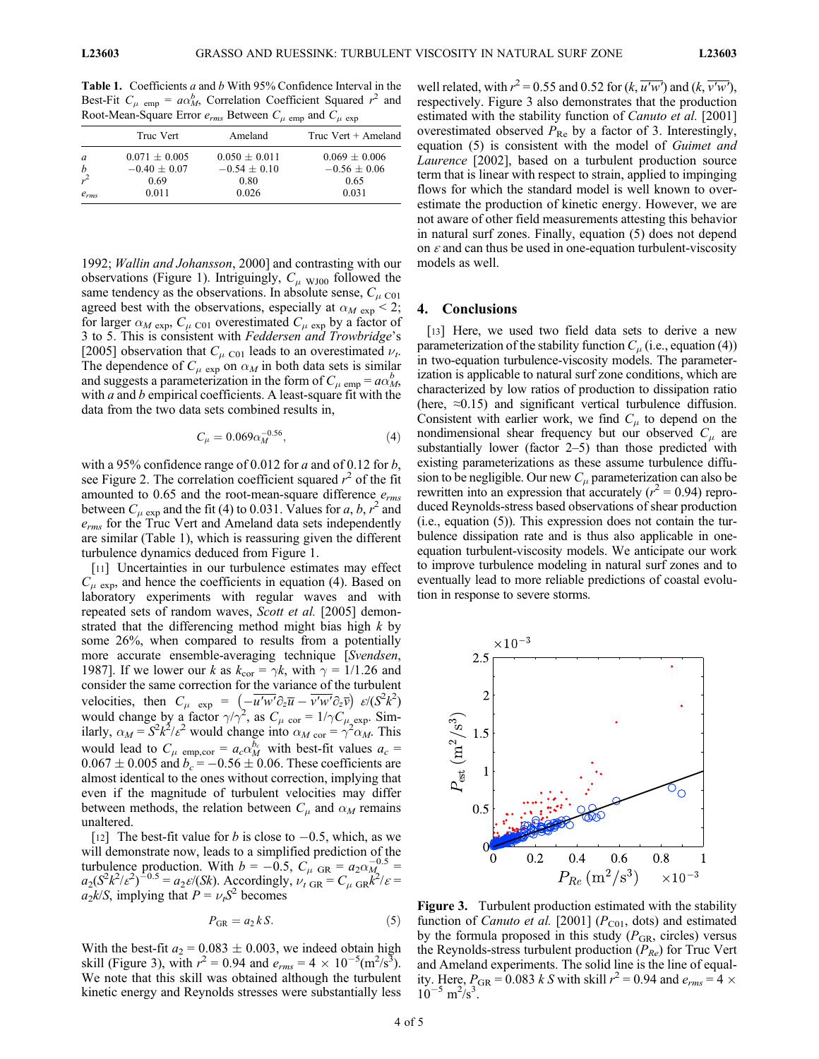**Table 1.** Coefficients $a$ and $b$ With 95% Confidence Interval in the Best-Fit $C_{\mu\ \mathrm{emp}} = a\alpha_M^b$, Correlation Coefficient Squared $r^2$ and Root-Mean-Square Error $e_{rms}$ Between $C_{\mu\ \mathrm{emp}}$ and $C_{\mu\ \mathrm{exp}}$

| | Truc Vert | Ameland | Truc Vert + Ameland |
|---|---|---|---|
| $a$ | 0.071 ± 0.005 | 0.050 ± 0.011 | 0.069 ± 0.006 |
| $b$ | −0.40 ± 0.07 | −0.54 ± 0.10 | −0.56 ± 0.06 |
| $r^2$ | 0.69 | 0.80 | 0.65 |
| $e_{rms}$ | 0.011 | 0.026 | 0.031 |

1992; *Wallin and Johansson*, 2000] and contrasting with our observations (Figure 1). Intriguingly, $C_{\mu\ \mathrm{WJ00}}$ followed the same tendency as the observations. In absolute sense, $C_{\mu\ \mathrm{C01}}$ agreed best with the observations, especially at $\alpha_{M\ \mathrm{exp}} < 2$; for larger $\alpha_{M\ \mathrm{exp}}$, $C_{\mu\ \mathrm{C01}}$ overestimated $C_{\mu\ \mathrm{exp}}$ by a factor of 3 to 5. This is consistent with *Feddersen and Trowbridge*'s [2005] observation that $C_{\mu\ \mathrm{C01}}$ leads to an overestimated $\nu_t$. The dependence of $C_{\mu\ \mathrm{exp}}$ on $\alpha_M$ in both data sets is similar and suggests a parameterization in the form of $C_{\mu\ \mathrm{emp}} = a\alpha_M^b$, with $a$ and $b$ empirical coefficients. A least-square fit with the data from the two data sets combined results in,

$$C_\mu = 0.069\alpha_M^{-0.56}, \tag{4}$$

with a 95% confidence range of 0.012 for $a$ and of 0.12 for $b$, see Figure 2. The correlation coefficient squared $r^2$ of the fit amounted to 0.65 and the root-mean-square difference $e_{rms}$ between $C_{\mu\ \mathrm{exp}}$ and the fit (4) to 0.031. Values for $a$, $b$, $r^2$ and $e_{rms}$ for the Truc Vert and Ameland data sets independently are similar (Table 1), which is reassuring given the different turbulence dynamics deduced from Figure 1.

[11] Uncertainties in our turbulence estimates may effect $C_{\mu\ \mathrm{exp}}$, and hence the coefficients in equation (4). Based on laboratory experiments with regular waves and with repeated sets of random waves, *Scott et al.* [2005] demonstrated that the differencing method might bias high $k$ by some 26%, when compared to results from a potentially more accurate ensemble-averaging technique [*Svendsen*, 1987]. If we lower our $k$ as $k_{\mathrm{cor}} = \gamma k$, with $\gamma = 1/1.26$ and consider the same correction for the variance of the turbulent velocities, then $C_{\mu\ \mathrm{exp}} = \left(-\overline{u'w'}\partial_z\overline{u} - \overline{v'w'}\partial_z\overline{v}\right)\ \varepsilon/(S^2k^2)$ would change by a factor $\gamma/\gamma^2$, as $C_{\mu\ \mathrm{cor}} = 1/\gamma C_{\mu\ \mathrm{exp}}$. Similarly, $\alpha_M = S^2k^2/\varepsilon^2$ would change into $\alpha_{M\ \mathrm{cor}} = \gamma^2\alpha_M$. This would lead to $C_{\mu\ \mathrm{emp,cor}} = a_c\alpha_M^{b_c}$ with best-fit values $a_c = 0.067 \pm 0.005$ and $b_c = -0.56 \pm 0.06$. These coefficients are almost identical to the ones without correction, implying that even if the magnitude of turbulent velocities may differ between methods, the relation between $C_\mu$ and $\alpha_M$ remains unaltered.

[12] The best-fit value for $b$ is close to −0.5, which, as we will demonstrate now, leads to a simplified prediction of the turbulence production. With $b = -0.5$, $C_{\mu\ \mathrm{GR}} = a_2\alpha_M^{-0.5} = a_2(S^2k^2/\varepsilon^2)^{-0.5} = a_2\varepsilon/(Sk)$. Accordingly, $\nu_{t\ \mathrm{GR}} = C_{\mu\ \mathrm{GR}}k^2/\varepsilon = a_2k/S$, implying that $P = \nu_tS^2$ becomes

$$P_{\mathrm{GR}} = a_2\,k\,S. \tag{5}$$

With the best-fit $a_2 = 0.083 \pm 0.003$, we indeed obtain high skill (Figure 3), with $r^2 = 0.94$ and $e_{rms} = 4 \times 10^{-5}(\mathrm{m^2/s^3})$. We note that this skill was obtained although the turbulent kinetic energy and Reynolds stresses were substantially less well related, with $r^2 = 0.55$ and 0.52 for $(k, \overline{u'w'})$ and $(k, \overline{v'w'})$, respectively. Figure 3 also demonstrates that the production estimated with the stability function of *Canuto et al.* [2001] overestimated observed $P_{\mathrm{Re}}$ by a factor of 3. Interestingly, equation (5) is consistent with the model of *Guimet and Laurence* [2002], based on a turbulent production source term that is linear with respect to strain, applied to impinging flows for which the standard model is well known to overestimate the production of kinetic energy. However, we are not aware of other field measurements attesting this behavior in natural surf zones. Finally, equation (5) does not depend on $\varepsilon$ and can thus be used in one-equation turbulent-viscosity models as well.

## 4. Conclusions

[13] Here, we used two field data sets to derive a new parameterization of the stability function $C_\mu$ (i.e., equation (4)) in two-equation turbulence-viscosity models. The parameterization is applicable to natural surf zone conditions, which are characterized by low ratios of production to dissipation ratio (here, ≈0.15) and significant vertical turbulence diffusion. Consistent with earlier work, we find $C_\mu$ to depend on the nondimensional shear frequency but our observed $C_\mu$ are substantially lower (factor 2–5) than those predicted with existing parameterizations as these assume turbulence diffusion to be negligible. Our new $C_\mu$ parameterization can also be rewritten into an expression that accurately ($r^2 = 0.94$) reproduced Reynolds-stress based observations of shear production (i.e., equation (5)). This expression does not contain the turbulence dissipation rate and is thus also applicable in one-equation turbulent-viscosity models. We anticipate our work to improve turbulence modeling in natural surf zones and to eventually lead to more reliable predictions of coastal evolution in response to severe storms.

×10⁻³
2.5
2
1.5
1
0.5
0
$P_{\mathrm{est}}$ (m²/s³)
0
0.2
0.4
0.6
0.8
1
$P_{Re}$ (m²/s³)
×10⁻³

**Figure 3.** Turbulent production estimated with the stability function of *Canuto et al.* [2001] ($P_{\mathrm{C01}}$, dots) and estimated by the formula proposed in this study ($P_{\mathrm{GR}}$, circles) versus the Reynolds-stress turbulent production ($P_{Re}$) for Truc Vert and Ameland experiments. The solid line is the line of equality. Here, $P_{\mathrm{GR}} = 0.083\ k\ S$ with skill $r^2 = 0.94$ and $e_{rms} = 4 \times 10^{-5}$ m²/s³.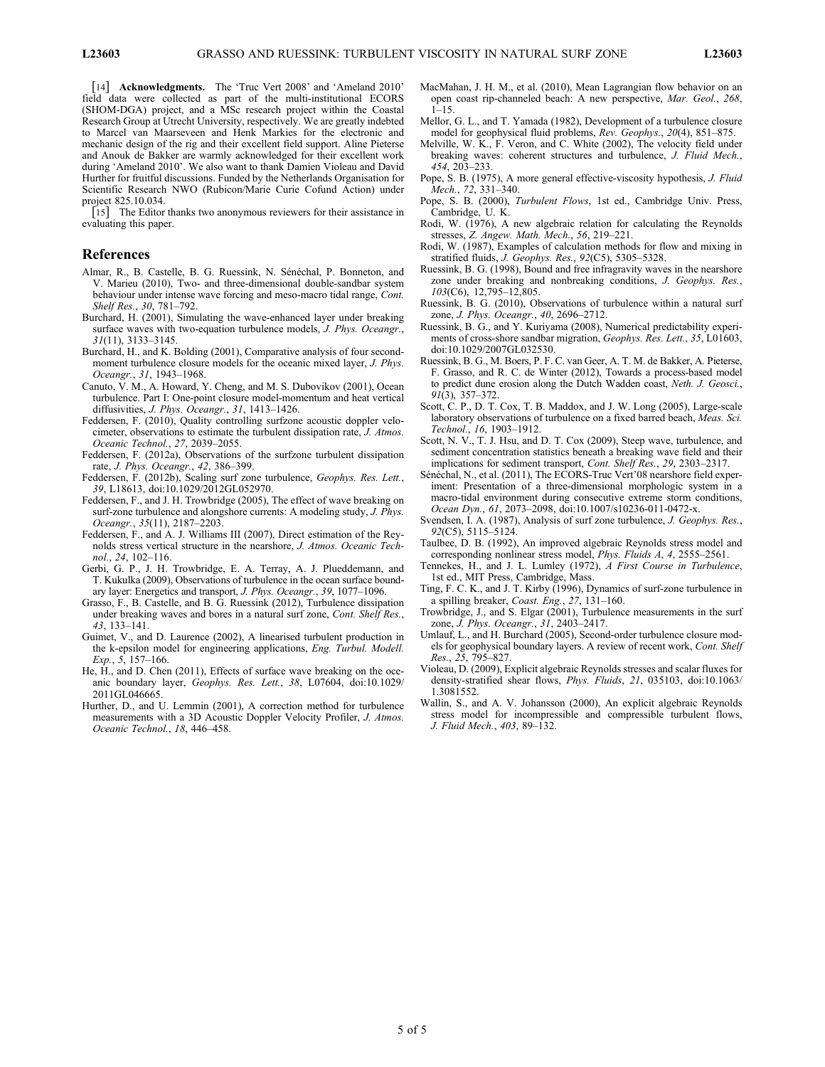[14] **Acknowledgments.** The 'Truc Vert 2008' and 'Ameland 2010' field data were collected as part of the multi-institutional ECORS (SHOM-DGA) project, and a MSc research project within the Coastal Research Group at Utrecht University, respectively. We are greatly indebted to Marcel van Maarseveen and Henk Markies for the electronic and mechanic design of the rig and their excellent field support. Aline Pieterse and Anouk de Bakker are warmly acknowledged for their excellent work during 'Ameland 2010'. We also want to thank Damien Violeau and David Hurther for fruitful discussions. Funded by the Netherlands Organisation for Scientific Research NWO (Rubicon/Marie Curie Cofund Action) under project 825.10.034.

[15] The Editor thanks two anonymous reviewers for their assistance in evaluating this paper.

## References

Almar, R., B. Castelle, B. G. Ruessink, N. Sénéchal, P. Bonneton, and V. Marieu (2010), Two- and three-dimensional double-sandbar system behaviour under intense wave forcing and meso-macro tidal range, *Cont. Shelf Res.*, *30*, 781–792.

Burchard, H. (2001), Simulating the wave-enhanced layer under breaking surface waves with two-equation turbulence models, *J. Phys. Oceangr.*, *31*(11), 3133–3145.

Burchard, H., and K. Bolding (2001), Comparative analysis of four second-moment turbulence closure models for the oceanic mixed layer, *J. Phys. Oceangr.*, *31*, 1943–1968.

Canuto, V. M., A. Howard, Y. Cheng, and M. S. Dubovikov (2001), Ocean turbulence. Part I: One-point closure model-momentum and heat vertical diffusivities, *J. Phys. Oceangr.*, *31*, 1413–1426.

Feddersen, F. (2010), Quality controlling surfzone acoustic doppler velocimeter, observations to estimate the turbulent dissipation rate, *J. Atmos. Oceanic Technol.*, *27*, 2039–2055.

Feddersen, F. (2012a), Observations of the surfzone turbulent dissipation rate, *J. Phys. Oceangr.*, *42*, 386–399.

Feddersen, F. (2012b), Scaling surf zone turbulence, *Geophys. Res. Lett.*, *39*, L18613, doi:10.1029/2012GL052970.

Feddersen, F., and J. H. Trowbridge (2005), The effect of wave breaking on surf-zone turbulence and alongshore currents: A modeling study, *J. Phys. Oceangr.*, *35*(11), 2187–2203.

Feddersen, F., and A. J. Williams III (2007), Direct estimation of the Reynolds stress vertical structure in the nearshore, *J. Atmos. Oceanic Technol.*, *24*, 102–116.

Gerbi, G. P., J. H. Trowbridge, E. A. Terray, A. J. Plueddemann, and T. Kukulka (2009), Observations of turbulence in the ocean surface boundary layer: Energetics and transport, *J. Phys. Oceangr.*, *39*, 1077–1096.

Grasso, F., B. Castelle, and B. G. Ruessink (2012), Turbulence dissipation under breaking waves and bores in a natural surf zone, *Cont. Shelf Res.*, *43*, 133–141.

Guimet, V., and D. Laurence (2002), A linearised turbulent production in the k-epsilon model for engineering applications, *Eng. Turbul. Modell. Exp.*, *5*, 157–166.

He, H., and D. Chen (2011), Effects of surface wave breaking on the oceanic boundary layer, *Geophys. Res. Lett.*, *38*, L07604, doi:10.1029/2011GL046665.

Hurther, D., and U. Lemmin (2001), A correction method for turbulence measurements with a 3D Acoustic Doppler Velocity Profiler, *J. Atmos. Oceanic Technol.*, *18*, 446–458.

MacMahan, J. H. M., et al. (2010), Mean Lagrangian flow behavior on an open coast rip-channeled beach: A new perspective, *Mar. Geol.*, *268*, 1–15.

Mellor, G. L., and T. Yamada (1982), Development of a turbulence closure model for geophysical fluid problems, *Rev. Geophys.*, *20*(4), 851–875.

Melville, W. K., F. Veron, and C. White (2002), The velocity field under breaking waves: coherent structures and turbulence, *J. Fluid Mech.*, *454*, 203–233.

Pope, S. B. (1975), A more general effective-viscosity hypothesis, *J. Fluid Mech.*, *72*, 331–340.

Pope, S. B. (2000), *Turbulent Flows*, 1st ed., Cambridge Univ. Press, Cambridge, U. K.

Rodi, W. (1976), A new algebraic relation for calculating the Reynolds stresses, *Z. Angew. Math. Mech.*, *56*, 219–221.

Rodi, W. (1987), Examples of calculation methods for flow and mixing in stratified fluids, *J. Geophys. Res.*, *92*(C5), 5305–5328.

Ruessink, B. G. (1998), Bound and free infragravity waves in the nearshore zone under breaking and nonbreaking conditions, *J. Geophys. Res.*, *103*(C6), 12,795–12,805.

Ruessink, B. G. (2010), Observations of turbulence within a natural surf zone, *J. Phys. Oceangr.*, *40*, 2696–2712.

Ruessink, B. G., and Y. Kuriyama (2008), Numerical predictability experiments of cross-shore sandbar migration, *Geophys. Res. Lett.*, *35*, L01603, doi:10.1029/2007GL032530.

Ruessink, B. G., M. Boers, P. F. C. van Geer, A. T. M. de Bakker, A. Pieterse, F. Grasso, and R. C. de Winter (2012), Towards a process-based model to predict dune erosion along the Dutch Wadden coast, *Neth. J. Geosci.*, *91*(3), 357–372.

Scott, C. P., D. T. Cox, T. B. Maddox, and J. W. Long (2005), Large-scale laboratory observations of turbulence on a fixed barred beach, *Meas. Sci. Technol.*, *16*, 1903–1912.

Scott, N. V., T. J. Hsu, and D. T. Cox (2009), Steep wave, turbulence, and sediment concentration statistics beneath a breaking wave field and their implications for sediment transport, *Cont. Shelf Res.*, *29*, 2303–2317.

Sénéchal, N., et al. (2011), The ECORS-Truc Vert'08 nearshore field experiment: Presentation of a three-dimensional morphologic system in a macro-tidal environment during consecutive extreme storm conditions, *Ocean Dyn.*, *61*, 2073–2098, doi:10.1007/s10236-011-0472-x.

Svendsen, I. A. (1987), Analysis of surf zone turbulence, *J. Geophys. Res.*, *92*(C5), 5115–5124.

Taulbee, D. B. (1992), An improved algebraic Reynolds stress model and corresponding nonlinear stress model, *Phys. Fluids A*, *4*, 2555–2561.

Tennekes, H., and J. L. Lumley (1972), *A First Course in Turbulence*, 1st ed., MIT Press, Cambridge, Mass.

Ting, F. C. K., and J. T. Kirby (1996), Dynamics of surf-zone turbulence in a spilling breaker, *Coast. Eng.*, *27*, 131–160.

Trowbridge, J., and S. Elgar (2001), Turbulence measurements in the surf zone, *J. Phys. Oceangr.*, *31*, 2403–2417.

Umlauf, L., and H. Burchard (2005), Second-order turbulence closure models for geophysical boundary layers. A review of recent work, *Cont. Shelf Res.*, *25*, 795–827.

Violeau, D. (2009), Explicit algebraic Reynolds stresses and scalar fluxes for density-stratified shear flows, *Phys. Fluids*, *21*, 035103, doi:10.1063/1.3081552.

Wallin, S., and A. V. Johansson (2000), An explicit algebraic Reynolds stress model for incompressible and compressible turbulent flows, *J. Fluid Mech.*, *403*, 89–132.